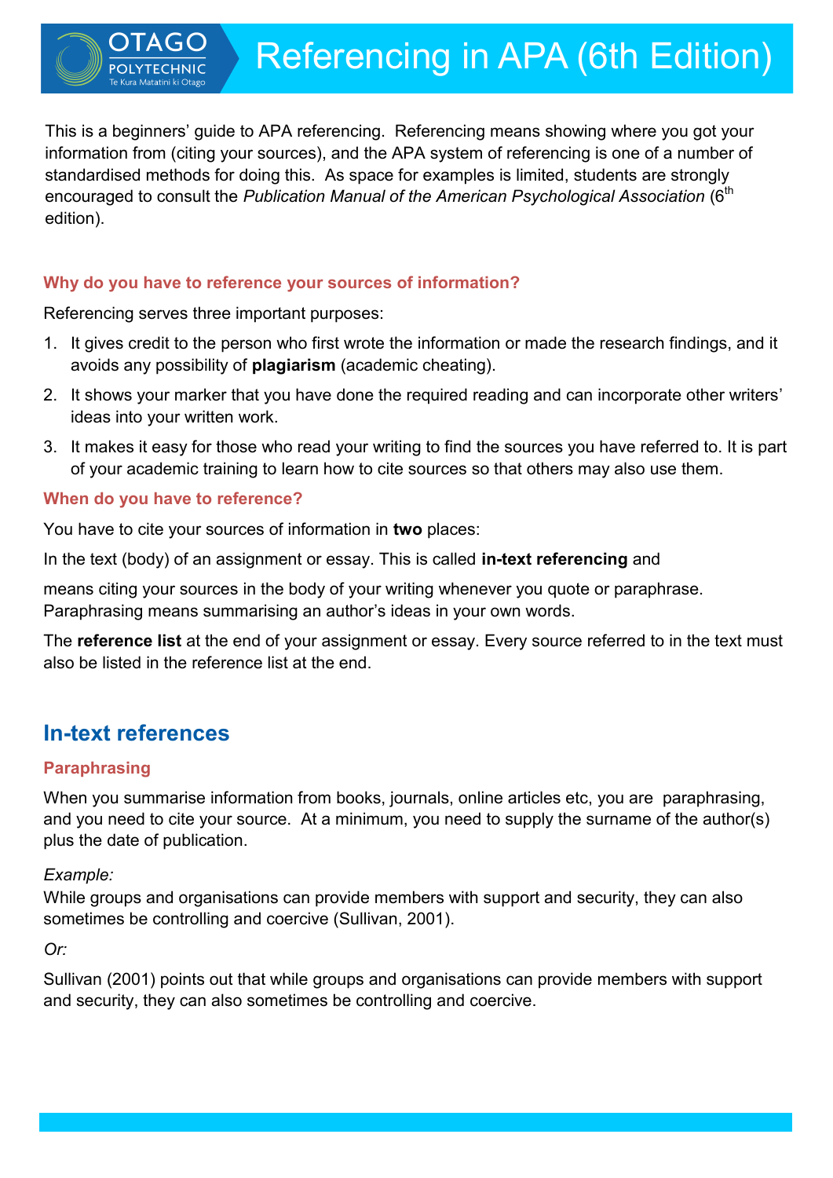# Referencing in APA (6th Edition)

This is a beginners' guide to APA referencing. Referencing means showing where you got your information from (citing your sources), and the APA system of referencing is one of a number of standardised methods for doing this. As space for examples is limited, students are strongly encouraged to consult the *Publication Manual of the American Psychological Association* (6th edition).

### Why do you have to reference your sources of information?

Referencing serves three important purposes:

1. It gives credit to the person who first wrote the information or made the research findings, and it avoids any possibility of **plagiarism** (academic cheating).
2. It shows your marker that you have done the required reading and can incorporate other writers' ideas into your written work.
3. It makes it easy for those who read your writing to find the sources you have referred to. It is part of your academic training to learn how to cite sources so that others may also use them.

### When do you have to reference?

You have to cite your sources of information in **two** places:

In the text (body) of an assignment or essay. This is called **in-text referencing** and

means citing your sources in the body of your writing whenever you quote or paraphrase. Paraphrasing means summarising an author's ideas in your own words.

The **reference list** at the end of your assignment or essay. Every source referred to in the text must also be listed in the reference list at the end.

## In-text references

### Paraphrasing

When you summarise information from books, journals, online articles etc, you are paraphrasing, and you need to cite your source. At a minimum, you need to supply the surname of the author(s) plus the date of publication.

*Example:*
While groups and organisations can provide members with support and security, they can also sometimes be controlling and coercive (Sullivan, 2001).

*Or:*

Sullivan (2001) points out that while groups and organisations can provide members with support and security, they can also sometimes be controlling and coercive.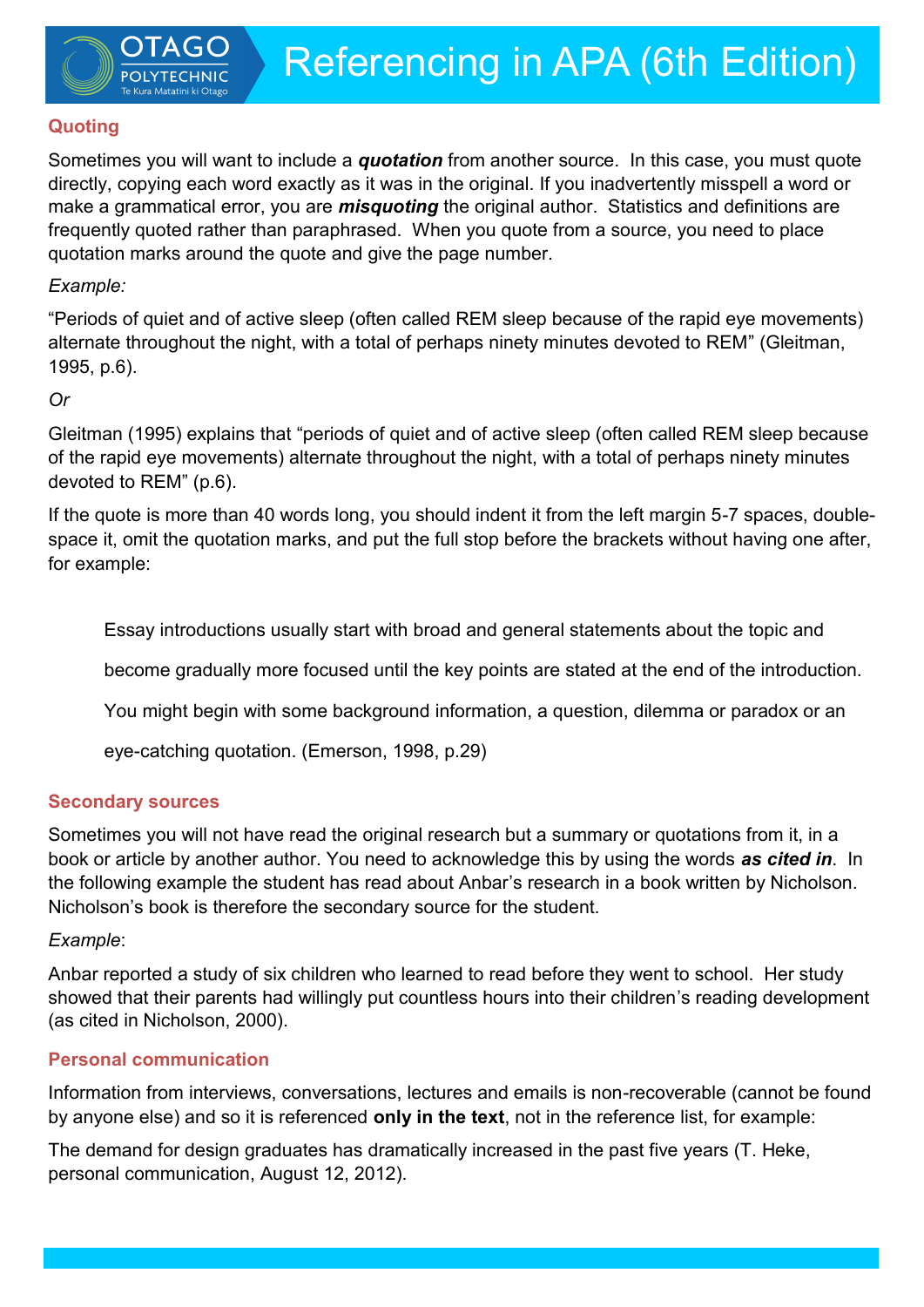## Quoting

Sometimes you will want to include a ***quotation*** from another source. In this case, you must quote directly, copying each word exactly as it was in the original. If you inadvertently misspell a word or make a grammatical error, you are ***misquoting*** the original author. Statistics and definitions are frequently quoted rather than paraphrased. When you quote from a source, you need to place quotation marks around the quote and give the page number.

*Example:*

"Periods of quiet and of active sleep (often called REM sleep because of the rapid eye movements) alternate throughout the night, with a total of perhaps ninety minutes devoted to REM" (Gleitman, 1995, p.6).

*Or*

Gleitman (1995) explains that "periods of quiet and of active sleep (often called REM sleep because of the rapid eye movements) alternate throughout the night, with a total of perhaps ninety minutes devoted to REM" (p.6).

If the quote is more than 40 words long, you should indent it from the left margin 5-7 spaces, double-space it, omit the quotation marks, and put the full stop before the brackets without having one after, for example:

> Essay introductions usually start with broad and general statements about the topic and become gradually more focused until the key points are stated at the end of the introduction. You might begin with some background information, a question, dilemma or paradox or an eye-catching quotation. (Emerson, 1998, p.29)

## Secondary sources

Sometimes you will not have read the original research but a summary or quotations from it, in a book or article by another author. You need to acknowledge this by using the words ***as cited in***. In the following example the student has read about Anbar's research in a book written by Nicholson. Nicholson's book is therefore the secondary source for the student.

*Example*:

Anbar reported a study of six children who learned to read before they went to school. Her study showed that their parents had willingly put countless hours into their children's reading development (as cited in Nicholson, 2000).

## Personal communication

Information from interviews, conversations, lectures and emails is non-recoverable (cannot be found by anyone else) and so it is referenced **only in the text**, not in the reference list, for example:

The demand for design graduates has dramatically increased in the past five years (T. Heke, personal communication, August 12, 2012).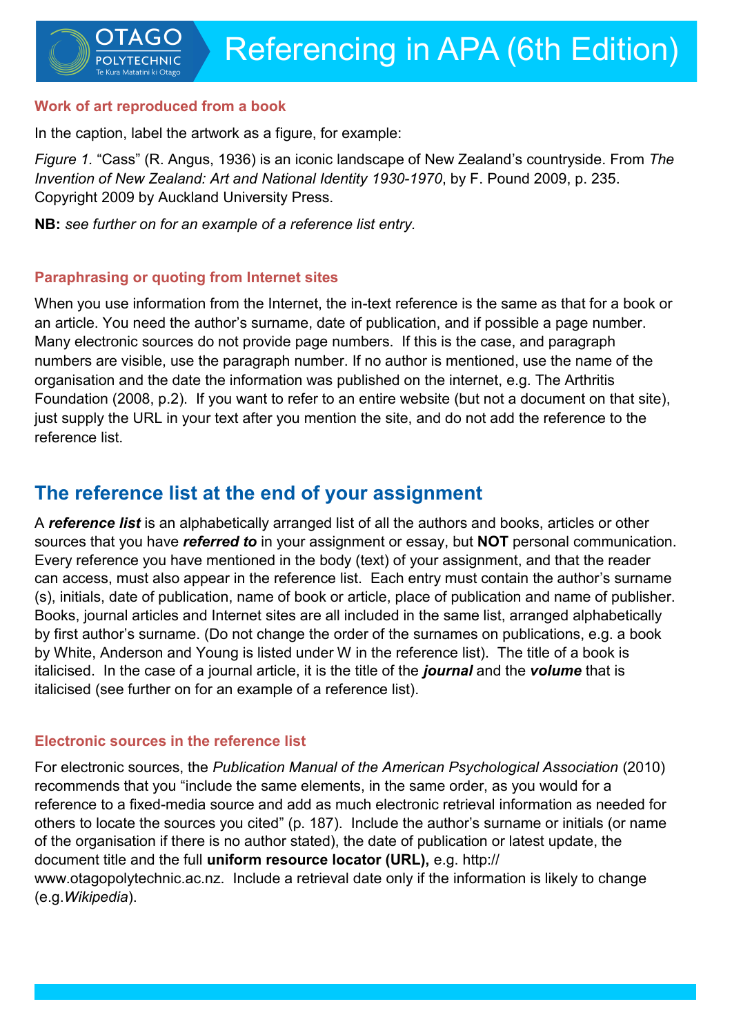### Work of art reproduced from a book

In the caption, label the artwork as a figure, for example:

*Figure 1*. "Cass" (R. Angus, 1936) is an iconic landscape of New Zealand's countryside. From *The Invention of New Zealand: Art and National Identity 1930-1970*, by F. Pound 2009, p. 235. Copyright 2009 by Auckland University Press.

**NB:** *see further on for an example of a reference list entry.*

### Paraphrasing or quoting from Internet sites

When you use information from the Internet, the in-text reference is the same as that for a book or an article. You need the author's surname, date of publication, and if possible a page number. Many electronic sources do not provide page numbers. If this is the case, and paragraph numbers are visible, use the paragraph number. If no author is mentioned, use the name of the organisation and the date the information was published on the internet, e.g. The Arthritis Foundation (2008, p.2). If you want to refer to an entire website (but not a document on that site), just supply the URL in your text after you mention the site, and do not add the reference to the reference list.

## The reference list at the end of your assignment

A ***reference list*** is an alphabetically arranged list of all the authors and books, articles or other sources that you have ***referred to*** in your assignment or essay, but **NOT** personal communication. Every reference you have mentioned in the body (text) of your assignment, and that the reader can access, must also appear in the reference list. Each entry must contain the author's surname (s), initials, date of publication, name of book or article, place of publication and name of publisher. Books, journal articles and Internet sites are all included in the same list, arranged alphabetically by first author's surname. (Do not change the order of the surnames on publications, e.g. a book by White, Anderson and Young is listed under W in the reference list). The title of a book is italicised. In the case of a journal article, it is the title of the ***journal*** and the ***volume*** that is italicised (see further on for an example of a reference list).

### Electronic sources in the reference list

For electronic sources, the *Publication Manual of the American Psychological Association* (2010) recommends that you "include the same elements, in the same order, as you would for a reference to a fixed-media source and add as much electronic retrieval information as needed for others to locate the sources you cited" (p. 187). Include the author's surname or initials (or name of the organisation if there is no author stated), the date of publication or latest update, the document title and the full **uniform resource locator (URL),** e.g. http://www.otagopolytechnic.ac.nz. Include a retrieval date only if the information is likely to change (e.g.*Wikipedia*).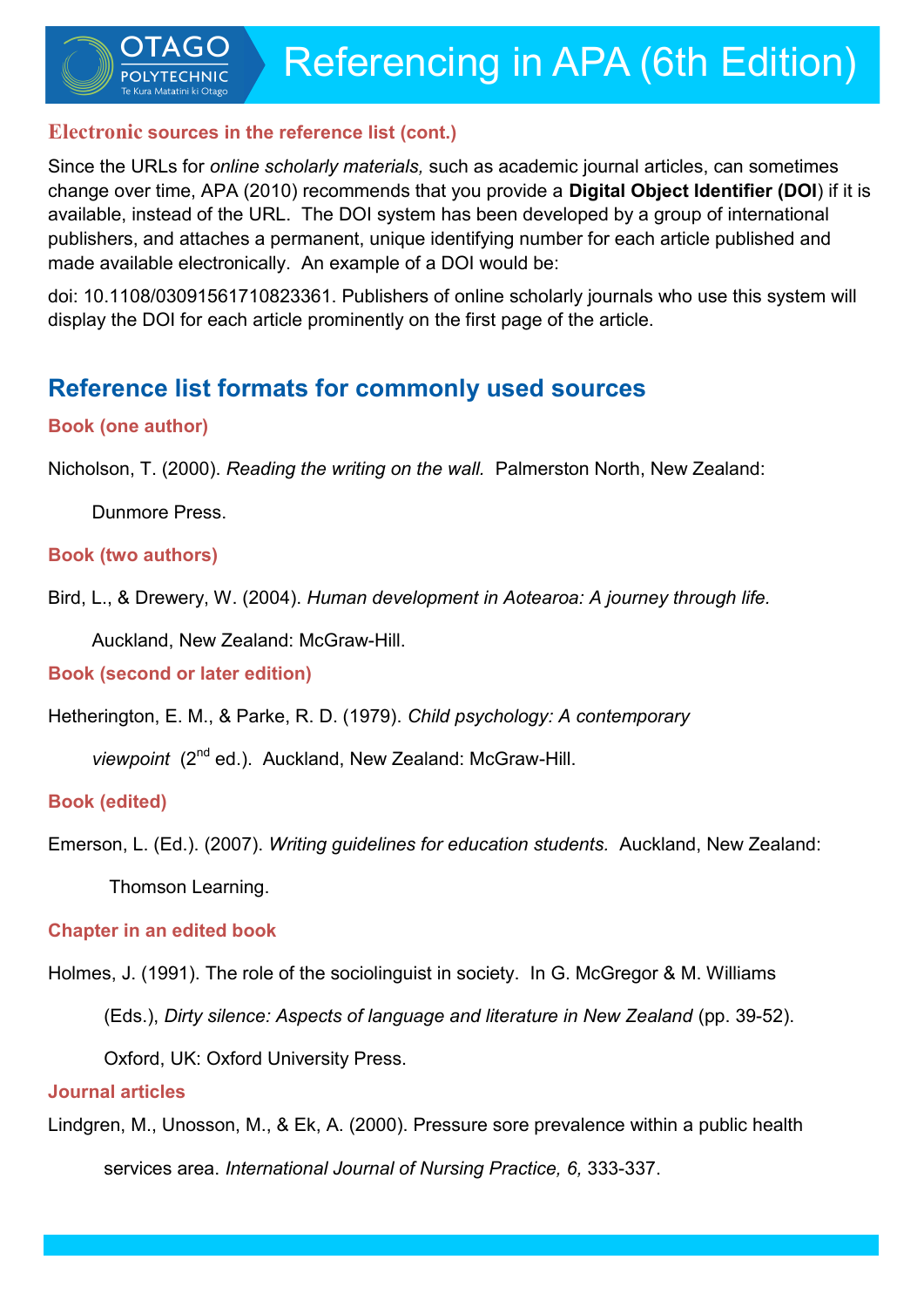## Electronic sources in the reference list (cont.)

Since the URLs for *online scholarly materials,* such as academic journal articles, can sometimes change over time, APA (2010) recommends that you provide a **Digital Object Identifier (DOI**) if it is available, instead of the URL. The DOI system has been developed by a group of international publishers, and attaches a permanent, unique identifying number for each article published and made available electronically. An example of a DOI would be:

doi: 10.1108/03091561710823361. Publishers of online scholarly journals who use this system will display the DOI for each article prominently on the first page of the article.

## Reference list formats for commonly used sources

### Book (one author)

Nicholson, T. (2000). *Reading the writing on the wall.* Palmerston North, New Zealand: Dunmore Press.

### Book (two authors)

Bird, L., & Drewery, W. (2004). *Human development in Aotearoa: A journey through life.* Auckland, New Zealand: McGraw-Hill.

### Book (second or later edition)

Hetherington, E. M., & Parke, R. D. (1979). *Child psychology: A contemporary viewpoint* (2nd ed.). Auckland, New Zealand: McGraw-Hill.

### Book (edited)

Emerson, L. (Ed.). (2007). *Writing guidelines for education students.* Auckland, New Zealand: Thomson Learning.

### Chapter in an edited book

Holmes, J. (1991). The role of the sociolinguist in society. In G. McGregor & M. Williams (Eds.), *Dirty silence: Aspects of language and literature in New Zealand* (pp. 39-52). Oxford, UK: Oxford University Press.

### Journal articles

Lindgren, M., Unosson, M., & Ek, A. (2000). Pressure sore prevalence within a public health services area. *International Journal of Nursing Practice, 6,* 333-337.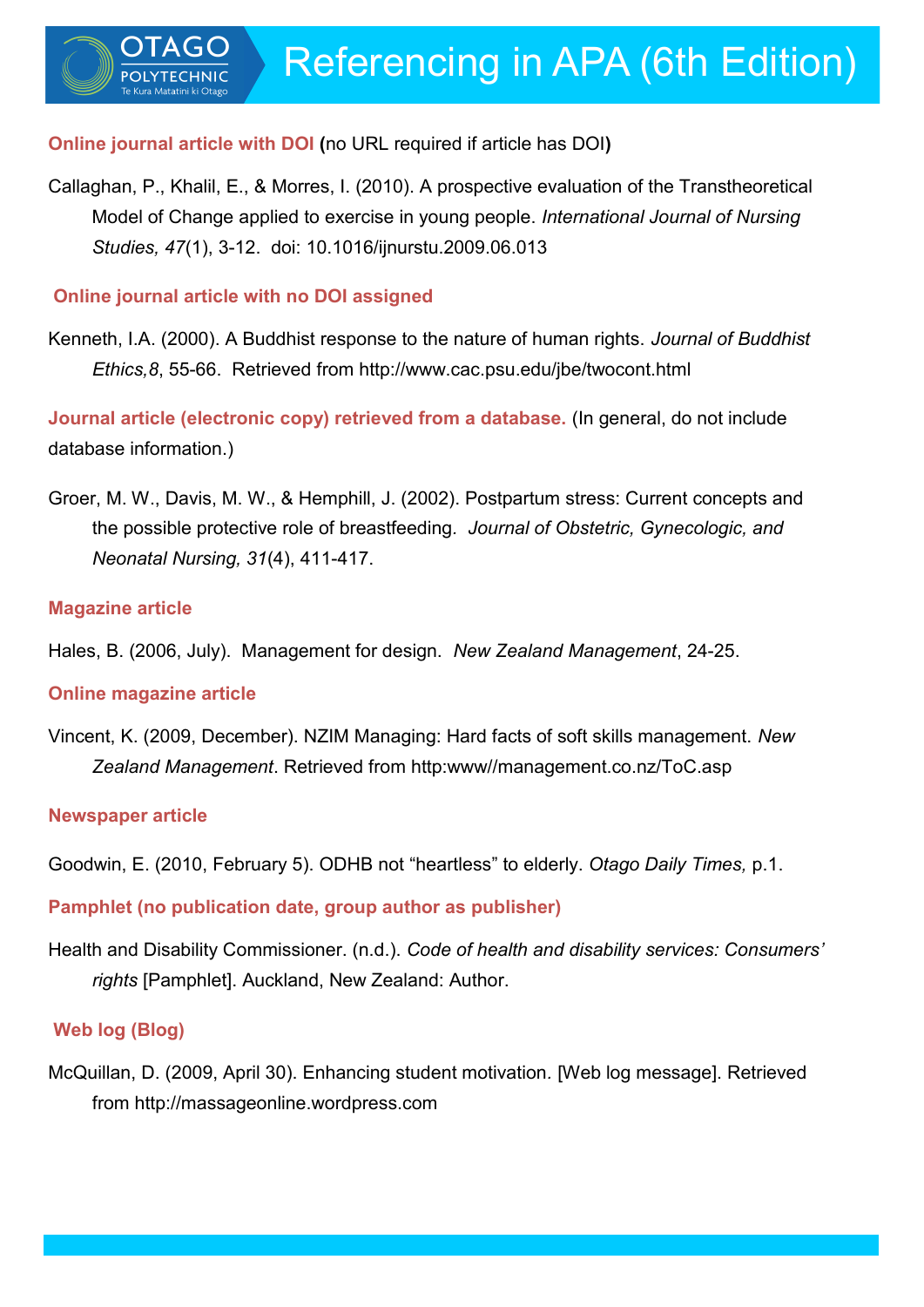**Online journal article with DOI** (no URL required if article has DOI)

Callaghan, P., Khalil, E., & Morres, I. (2010). A prospective evaluation of the Transtheoretical Model of Change applied to exercise in young people. *International Journal of Nursing Studies, 47*(1), 3-12. doi: 10.1016/ijnurstu.2009.06.013

**Online journal article with no DOI assigned**

Kenneth, I.A. (2000). A Buddhist response to the nature of human rights. *Journal of Buddhist Ethics,8*, 55-66. Retrieved from http://www.cac.psu.edu/jbe/twocont.html

**Journal article (electronic copy) retrieved from a database.** (In general, do not include database information.)

Groer, M. W., Davis, M. W., & Hemphill, J. (2002). Postpartum stress: Current concepts and the possible protective role of breastfeeding. *Journal of Obstetric, Gynecologic, and Neonatal Nursing, 31*(4), 411-417.

**Magazine article**

Hales, B. (2006, July). Management for design. *New Zealand Management*, 24-25.

**Online magazine article**

Vincent, K. (2009, December). NZIM Managing: Hard facts of soft skills management. *New Zealand Management*. Retrieved from http:www//management.co.nz/ToC.asp

**Newspaper article**

Goodwin, E. (2010, February 5). ODHB not "heartless" to elderly. *Otago Daily Times,* p.1.

**Pamphlet (no publication date, group author as publisher)**

Health and Disability Commissioner. (n.d.). *Code of health and disability services: Consumers' rights* [Pamphlet]. Auckland, New Zealand: Author.

**Web log (Blog)**

McQuillan, D. (2009, April 30). Enhancing student motivation. [Web log message]. Retrieved from http://massageonline.wordpress.com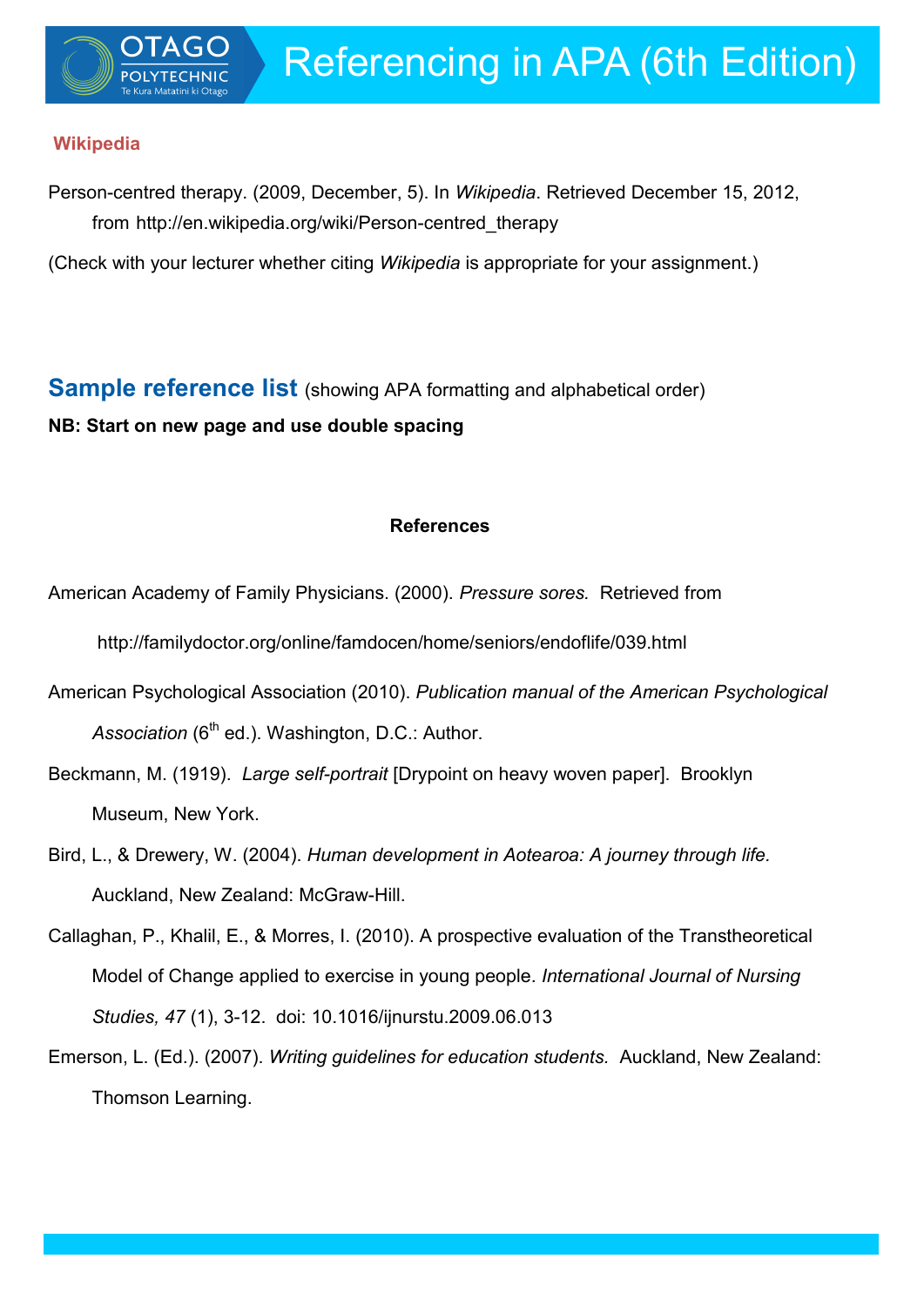### Wikipedia

Person-centred therapy. (2009, December, 5). In *Wikipedia*. Retrieved December 15, 2012, from http://en.wikipedia.org/wiki/Person-centred_therapy

(Check with your lecturer whether citing *Wikipedia* is appropriate for your assignment.)

## Sample reference list (showing APA formatting and alphabetical order)

**NB: Start on new page and use double spacing**

**References**

American Academy of Family Physicians. (2000). *Pressure sores.* Retrieved from http://familydoctor.org/online/famdocen/home/seniors/endoflife/039.html

American Psychological Association (2010). *Publication manual of the American Psychological Association* (6th ed.). Washington, D.C.: Author.

Beckmann, M. (1919). *Large self-portrait* [Drypoint on heavy woven paper]. Brooklyn Museum, New York.

Bird, L., & Drewery, W. (2004). *Human development in Aotearoa: A journey through life.* Auckland, New Zealand: McGraw-Hill.

Callaghan, P., Khalil, E., & Morres, I. (2010). A prospective evaluation of the Transtheoretical Model of Change applied to exercise in young people. *International Journal of Nursing Studies, 47* (1), 3-12. doi: 10.1016/ijnurstu.2009.06.013

Emerson, L. (Ed.). (2007). *Writing guidelines for education students.* Auckland, New Zealand: Thomson Learning.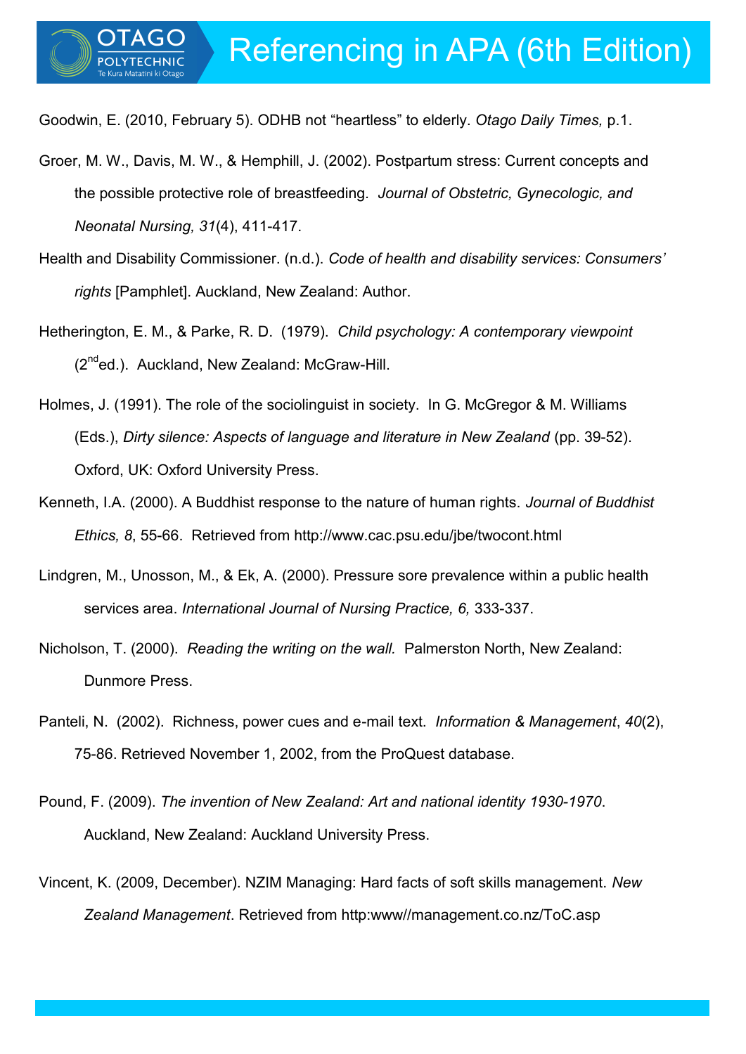Goodwin, E. (2010, February 5). ODHB not "heartless" to elderly. *Otago Daily Times,* p.1.

Groer, M. W., Davis, M. W., & Hemphill, J. (2002). Postpartum stress: Current concepts and the possible protective role of breastfeeding. *Journal of Obstetric, Gynecologic, and Neonatal Nursing, 31*(4), 411-417.

Health and Disability Commissioner. (n.d.). *Code of health and disability services: Consumers' rights* [Pamphlet]. Auckland, New Zealand: Author.

Hetherington, E. M., & Parke, R. D. (1979). *Child psychology: A contemporary viewpoint* (2nd ed.). Auckland, New Zealand: McGraw-Hill.

Holmes, J. (1991). The role of the sociolinguist in society. In G. McGregor & M. Williams (Eds.), *Dirty silence: Aspects of language and literature in New Zealand* (pp. 39-52). Oxford, UK: Oxford University Press.

Kenneth, I.A. (2000). A Buddhist response to the nature of human rights. *Journal of Buddhist Ethics, 8*, 55-66. Retrieved from http://www.cac.psu.edu/jbe/twocont.html

Lindgren, M., Unosson, M., & Ek, A. (2000). Pressure sore prevalence within a public health services area. *International Journal of Nursing Practice, 6,* 333-337.

Nicholson, T. (2000). *Reading the writing on the wall.* Palmerston North, New Zealand: Dunmore Press.

Panteli, N. (2002). Richness, power cues and e-mail text. *Information & Management*, *40*(2), 75-86. Retrieved November 1, 2002, from the ProQuest database.

Pound, F. (2009). *The invention of New Zealand: Art and national identity 1930-1970*. Auckland, New Zealand: Auckland University Press.

Vincent, K. (2009, December). NZIM Managing: Hard facts of soft skills management. *New Zealand Management*. Retrieved from http:www//management.co.nz/ToC.asp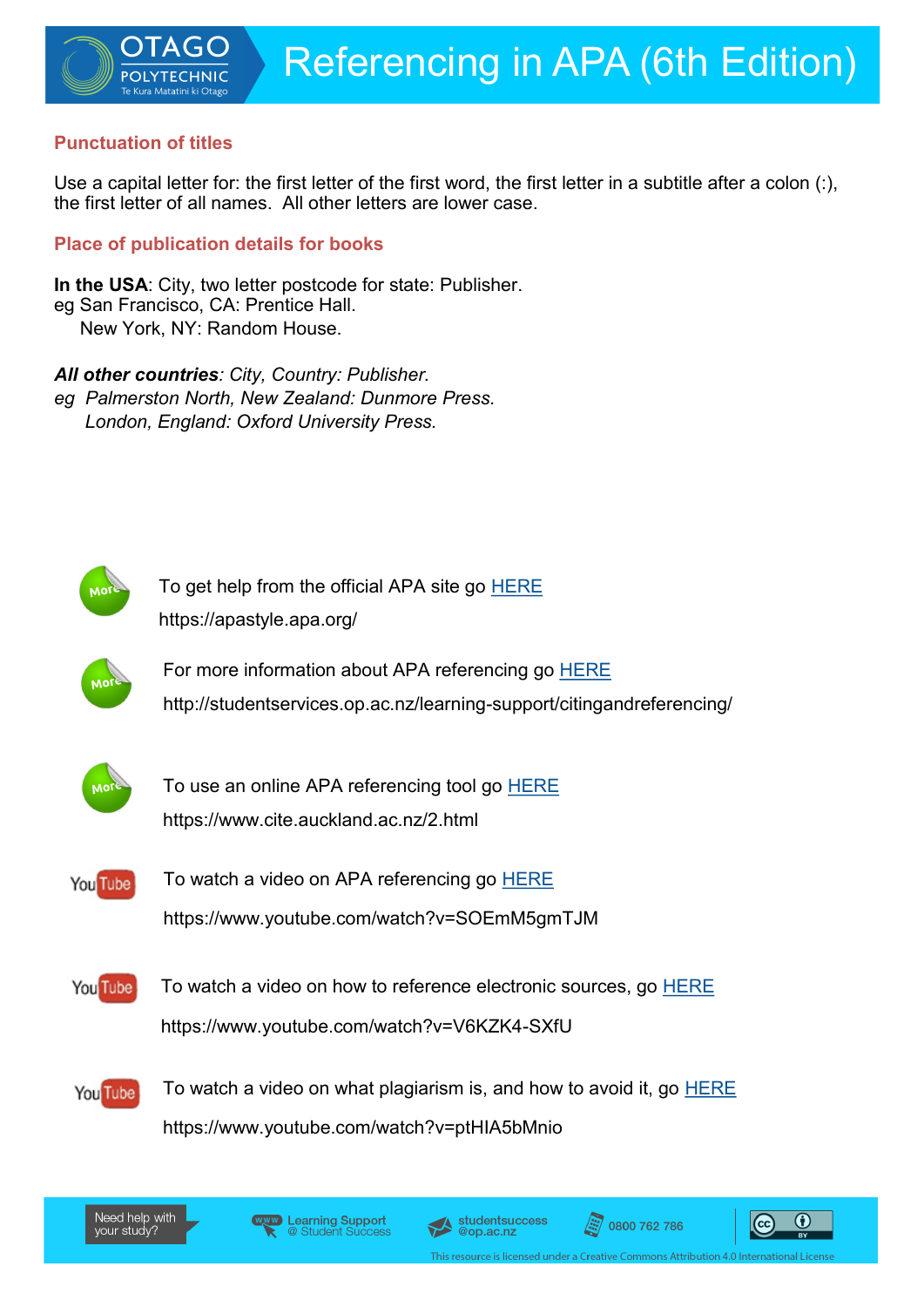## Punctuation of titles

Use a capital letter for: the first letter of the first word, the first letter in a subtitle after a colon (:), the first letter of all names. All other letters are lower case.

## Place of publication details for books

**In the USA**: City, two letter postcode for state: Publisher.
eg San Francisco, CA: Prentice Hall.
New York, NY: Random House.

***All other countries****: City, Country: Publisher.*
*eg Palmerston North, New Zealand: Dunmore Press.*
*London, England: Oxford University Press.*

To get help from the official APA site go HERE
https://apastyle.apa.org/

For more information about APA referencing go HERE
http://studentservices.op.ac.nz/learning-support/citingandreferencing/

To use an online APA referencing tool go HERE
https://www.cite.auckland.ac.nz/2.html

To watch a video on APA referencing go HERE
https://www.youtube.com/watch?v=SOEmM5gmTJM

To watch a video on how to reference electronic sources, go HERE
https://www.youtube.com/watch?v=V6KZK4-SXfU

To watch a video on what plagiarism is, and how to avoid it, go HERE
https://www.youtube.com/watch?v=ptHIA5bMnio

Need help with your study? Learning Support @ Student Success | studentsuccess@op.ac.nz | 0800 762 786

This resource is licensed under a Creative Commons Attribution 4.0 International License